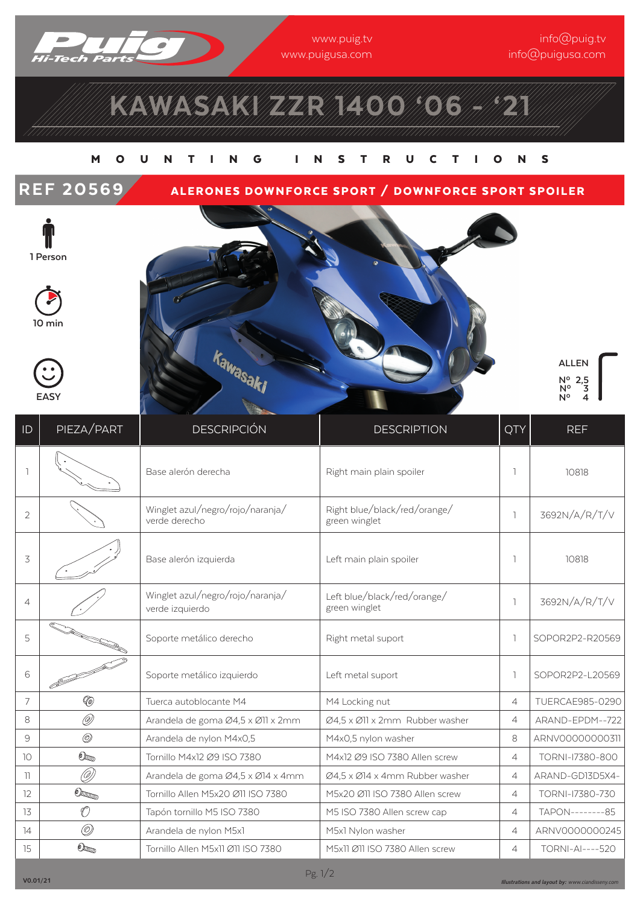www.puig.tv
www.puigusa.com

info@puig.tv
info@puigusa.com

# KAWASAKI ZZR 1400 ‘06 - ‘21

## MOUNTING INSTRUCTIONS

## REF 20569 — ALERONES DOWNFORCE SPORT / DOWNFORCE SPORT SPOILER

1 Person

10 min

EASY

ALLEN
Nº 2,5
Nº 3
Nº 4

| ID | PIEZA/PART | DESCRIPCIÓN | DESCRIPTION | QTY | REF |
|---|---|---|---|---|---|
| 1 | | Base alerón derecha | Right main plain spoiler | 1 | 10818 |
| 2 | | Winglet azul/negro/rojo/naranja/ verde derecho | Right blue/black/red/orange/ green winglet | 1 | 3692N/A/R/T/V |
| 3 | | Base alerón izquierda | Left main plain spoiler | 1 | 10818 |
| 4 | | Winglet azul/negro/rojo/naranja/ verde izquierdo | Left blue/black/red/orange/ green winglet | 1 | 3692N/A/R/T/V |
| 5 | | Soporte metálico derecho | Right metal suport | 1 | SOPOR2P2-R20569 |
| 6 | | Soporte metálico izquierdo | Left metal suport | 1 | SOPOR2P2-L20569 |
| 7 | | Tuerca autoblocante M4 | M4 Locking nut | 4 | TUERCAE985-0290 |
| 8 | | Arandela de goma Ø4,5 x Ø11 x 2mm | Ø4,5 x Ø11 x 2mm Rubber washer | 4 | ARAND-EPDM--722 |
| 9 | | Arandela de nylon M4x0,5 | M4x0,5 nylon washer | 8 | ARNV00000000311 |
| 10 | | Tornillo M4x12 Ø9 ISO 7380 | M4x12 Ø9 ISO 7380 Allen screw | 4 | TORNI-I7380-800 |
| 11 | | Arandela de goma Ø4,5 x Ø14 x 4mm | Ø4,5 x Ø14 x 4mm Rubber washer | 4 | ARAND-GD13D5X4- |
| 12 | | Tornillo Allen M5x20 Ø11 ISO 7380 | M5x20 Ø11 ISO 7380 Allen screw | 4 | TORNI-I7380-730 |
| 13 | | Tapón tornillo M5 ISO 7380 | M5 ISO 7380 Allen screw cap | 4 | TAPON--------85 |
| 14 | | Arandela de nylon M5x1 | M5x1 Nylon washer | 4 | ARNV0000000245 |
| 15 | | Tornillo Allen M5x11 Ø11 ISO 7380 | M5x11 Ø11 ISO 7380 Allen screw | 4 | TORNI-AI----520 |

V0.01/21

*Illustrations and layout by: www.ciandisseny.com*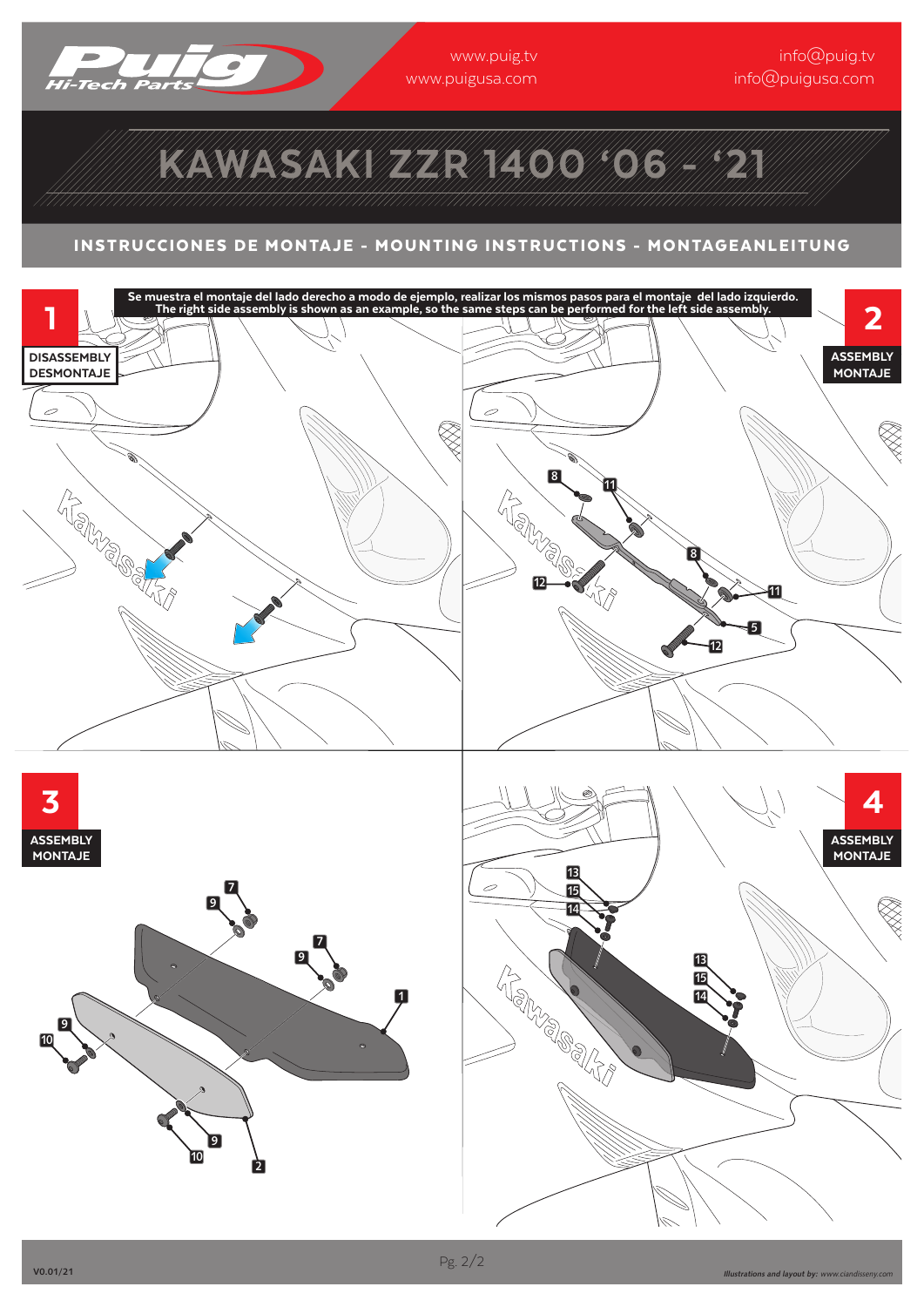# KAWASAKI ZZR 1400 '06 - '21

## INSTRUCCIONES DE MONTAJE - MOUNTING INSTRUCTIONS - MONTAGEANLEITUNG

**Se muestra el montaje del lado derecho a modo de ejemplo, realizar los mismos pasos para el montaje del lado izquierdo.**
**The right side assembly is shown as an example, so the same steps can be performed for the left side assembly.**

**1** DISASSEMBLY / DESMONTAJE

**2** ASSEMBLY / MONTAJE

8, 11, 12, 8, 11, 5, 12

**3** ASSEMBLY / MONTAJE

7, 9, 7, 9, 1, 9, 10, 9, 10, 2

**4** ASSEMBLY / MONTAJE

13, 15, 14, 13, 15, 14

V0.01/21

*Illustrations and layout by: www.ciandisseny.com*